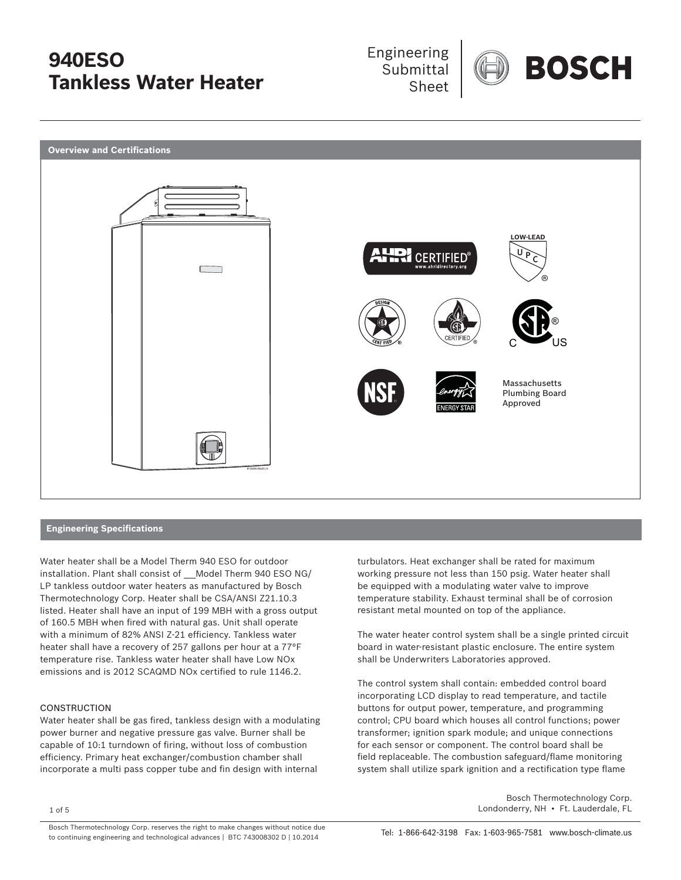# 940ESO Tankless Water Heater

Engineering Submittal Sheet

BOSCH

## Overview and Certifications

AHRI CERTIFIED® www.ahridirectory.org

LOW-LEAD UPC®

DESIGN CERTIFIED

CERTIFIED

C US

NSF

ENERGY STAR

Massachusetts Plumbing Board Approved

## Engineering Specifications

Water heater shall be a Model Therm 940 ESO for outdoor installation. Plant shall consist of __Model Therm 940 ESO NG/LP tankless outdoor water heaters as manufactured by Bosch Thermotechnology Corp. Heater shall be CSA/ANSI Z21.10.3 listed. Heater shall have an input of 199 MBH with a gross output of 160.5 MBH when fired with natural gas. Unit shall operate with a minimum of 82% ANSI Z-21 efficiency. Tankless water heater shall have a recovery of 257 gallons per hour at a 77°F temperature rise. Tankless water heater shall have Low NOx emissions and is 2012 SCAQMD NOx certified to rule 1146.2.

### CONSTRUCTION

Water heater shall be gas fired, tankless design with a modulating power burner and negative pressure gas valve. Burner shall be capable of 10:1 turndown of firing, without loss of combustion efficiency. Primary heat exchanger/combustion chamber shall incorporate a multi pass copper tube and fin design with internal turbulators. Heat exchanger shall be rated for maximum working pressure not less than 150 psig. Water heater shall be equipped with a modulating water valve to improve temperature stability. Exhaust terminal shall be of corrosion resistant metal mounted on top of the appliance.

The water heater control system shall be a single printed circuit board in water-resistant plastic enclosure. The entire system shall be Underwriters Laboratories approved.

The control system shall contain: embedded control board incorporating LCD display to read temperature, and tactile buttons for output power, temperature, and programming control; CPU board which houses all control functions; power transformer; ignition spark module; and unique connections for each sensor or component. The control board shall be field replaceable. The combustion safeguard/flame monitoring system shall utilize spark ignition and a rectification type flame

Bosch Thermotechnology Corp.
Londonderry, NH • Ft. Lauderdale, FL

Bosch Thermotechnology Corp. reserves the right to make changes without notice due to continuing engineering and technological advances | BTC 743008302 D | 10.2014

Tel: 1-866-642-3198 Fax: 1-603-965-7581 www.bosch-climate.us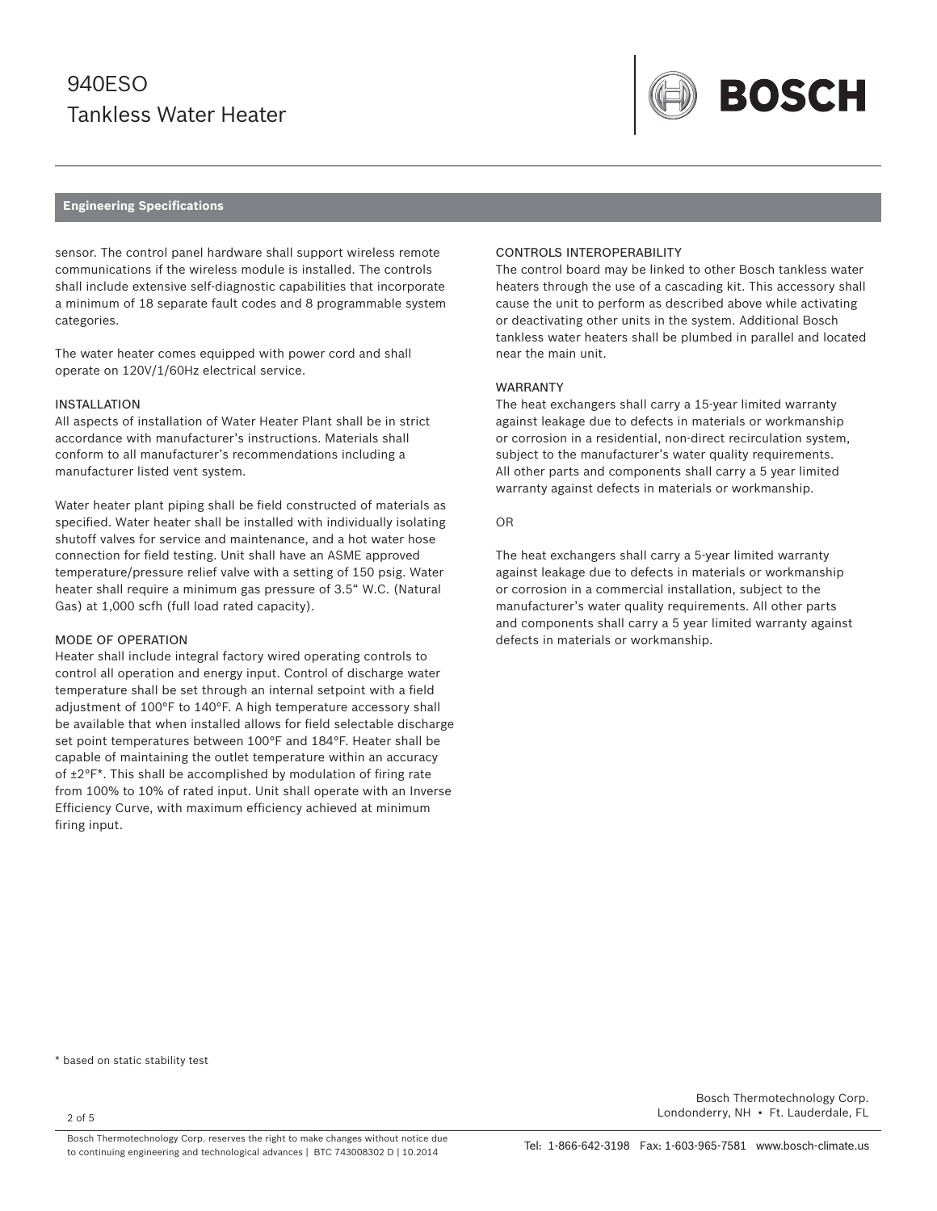## Engineering Specifications

sensor. The control panel hardware shall support wireless remote communications if the wireless module is installed. The controls shall include extensive self-diagnostic capabilities that incorporate a minimum of 18 separate fault codes and 8 programmable system categories.

The water heater comes equipped with power cord and shall operate on 120V/1/60Hz electrical service.

### INSTALLATION

All aspects of installation of Water Heater Plant shall be in strict accordance with manufacturer's instructions. Materials shall conform to all manufacturer's recommendations including a manufacturer listed vent system.

Water heater plant piping shall be field constructed of materials as specified. Water heater shall be installed with individually isolating shutoff valves for service and maintenance, and a hot water hose connection for field testing. Unit shall have an ASME approved temperature/pressure relief valve with a setting of 150 psig. Water heater shall require a minimum gas pressure of 3.5" W.C. (Natural Gas) at 1,000 scfh (full load rated capacity).

### MODE OF OPERATION

Heater shall include integral factory wired operating controls to control all operation and energy input. Control of discharge water temperature shall be set through an internal setpoint with a field adjustment of 100°F to 140°F. A high temperature accessory shall be available that when installed allows for field selectable discharge set point temperatures between 100°F and 184°F. Heater shall be capable of maintaining the outlet temperature within an accuracy of ±2°F*. This shall be accomplished by modulation of firing rate from 100% to 10% of rated input. Unit shall operate with an Inverse Efficiency Curve, with maximum efficiency achieved at minimum firing input.

### CONTROLS INTEROPERABILITY

The control board may be linked to other Bosch tankless water heaters through the use of a cascading kit. This accessory shall cause the unit to perform as described above while activating or deactivating other units in the system. Additional Bosch tankless water heaters shall be plumbed in parallel and located near the main unit.

### WARRANTY

The heat exchangers shall carry a 15-year limited warranty against leakage due to defects in materials or workmanship or corrosion in a residential, non-direct recirculation system, subject to the manufacturer's water quality requirements. All other parts and components shall carry a 5 year limited warranty against defects in materials or workmanship.

OR

The heat exchangers shall carry a 5-year limited warranty against leakage due to defects in materials or workmanship or corrosion in a commercial installation, subject to the manufacturer's water quality requirements. All other parts and components shall carry a 5 year limited warranty against defects in materials or workmanship.

* based on static stability test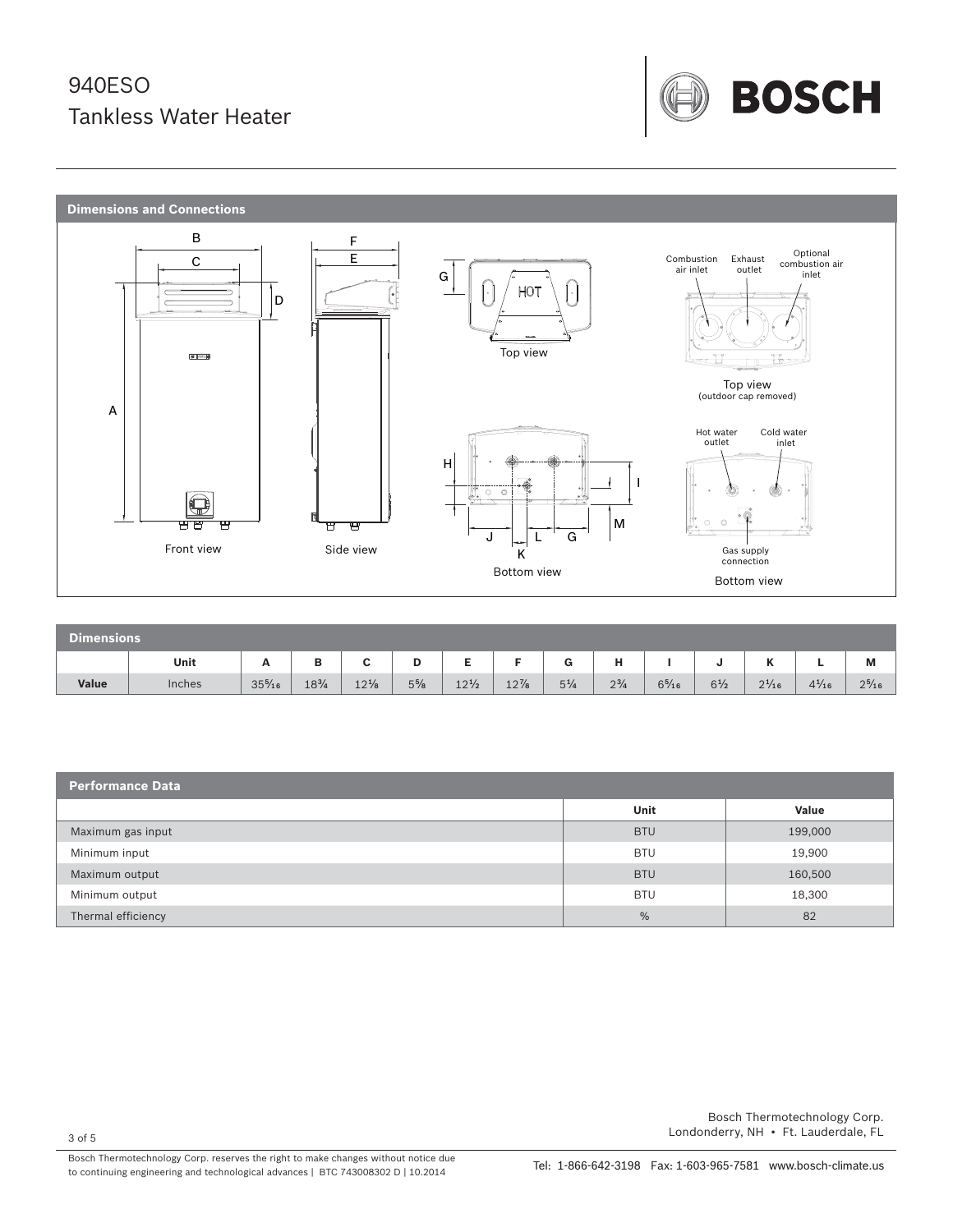# 940ESO
# Tankless Water Heater

## Dimensions and Connections

Front view

Side view

Top view

Top view (outdoor cap removed)

Combustion air inlet, Exhaust outlet, Optional combustion air inlet

Bottom view

Hot water outlet, Cold water inlet, Gas supply connection

Bottom view

## Dimensions

| | Unit | A | B | C | D | E | F | G | H | I | J | K | L | M |
|---|---|---|---|---|---|---|---|---|---|---|---|---|---|---|
| **Value** | Inches | 35⁵⁄₁₆ | 18¾ | 12⅛ | 5⅝ | 12½ | 12⅞ | 5¼ | 2¾ | 6⁵⁄₁₆ | 6½ | 2¹⁄₁₆ | 4¹⁄₁₆ | 2⁵⁄₁₆ |

## Performance Data

| | Unit | Value |
|---|---|---|
| Maximum gas input | BTU | 199,000 |
| Minimum input | BTU | 19,900 |
| Maximum output | BTU | 160,500 |
| Minimum output | BTU | 18,300 |
| Thermal efficiency | % | 82 |

Bosch Thermotechnology Corp.
Londonderry, NH • Ft. Lauderdale, FL

Bosch Thermotechnology Corp. reserves the right to make changes without notice due to continuing engineering and technological advances | BTC 743008302 D | 10.2014

Tel: 1-866-642-3198 Fax: 1-603-965-7581 www.bosch-climate.us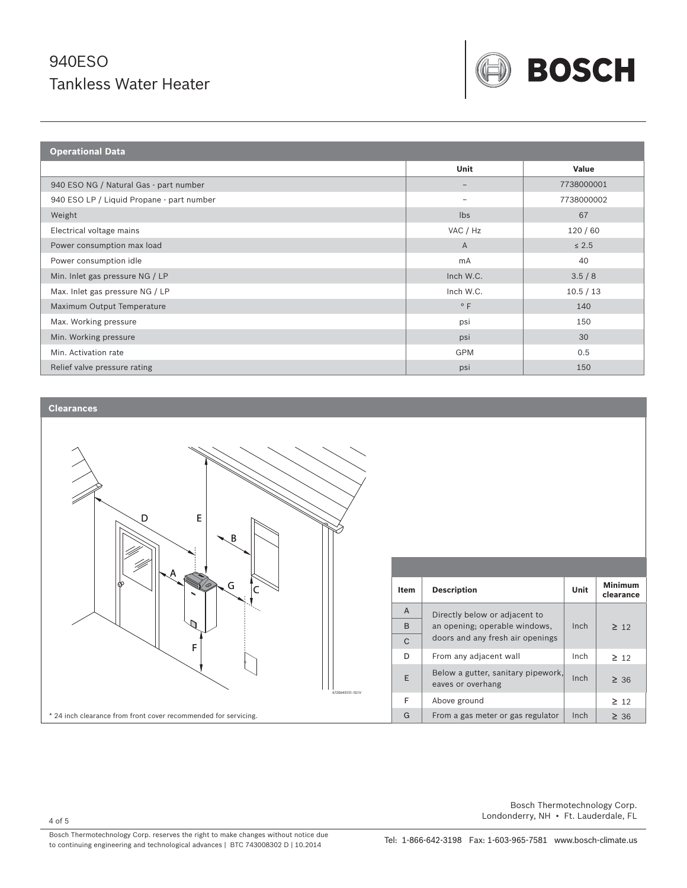# 940ESO
# Tankless Water Heater

## Operational Data

| | Unit | Value |
|---|---|---|
| 940 ESO NG / Natural Gas - part number | – | 7738000001 |
| 940 ESO LP / Liquid Propane - part number | – | 7738000002 |
| Weight | lbs | 67 |
| Electrical voltage mains | VAC / Hz | 120 / 60 |
| Power consumption max load | A | ≤ 2.5 |
| Power consumption idle | mA | 40 |
| Min. Inlet gas pressure NG / LP | Inch W.C. | 3.5 / 8 |
| Max. Inlet gas pressure NG / LP | Inch W.C. | 10.5 / 13 |
| Maximum Output Temperature | ° F | 140 |
| Max. Working pressure | psi | 150 |
| Min. Working pressure | psi | 30 |
| Min. Activation rate | GPM | 0.5 |
| Relief valve pressure rating | psi | 150 |

## Clearances

* 24 inch clearance from front cover recommended for servicing.

| Item | Description | Unit | Minimum clearance |
|---|---|---|---|
| A | Directly below or adjacent to an opening; operable windows, doors and any fresh air openings | Inch | ≥ 12 |
| B | | | |
| C | | | |
| D | From any adjacent wall | Inch | ≥ 12 |
| E | Below a gutter, sanitary pipework, eaves or overhang | Inch | ≥ 36 |
| F | Above ground | | ≥ 12 |
| G | From a gas meter or gas regulator | Inch | ≥ 36 |

Bosch Thermotechnology Corp.
Londonderry, NH • Ft. Lauderdale, FL

Bosch Thermotechnology Corp. reserves the right to make changes without notice due to continuing engineering and technological advances | BTC 743008302 D | 10.2014

Tel: 1-866-642-3198 Fax: 1-603-965-7581 www.bosch-climate.us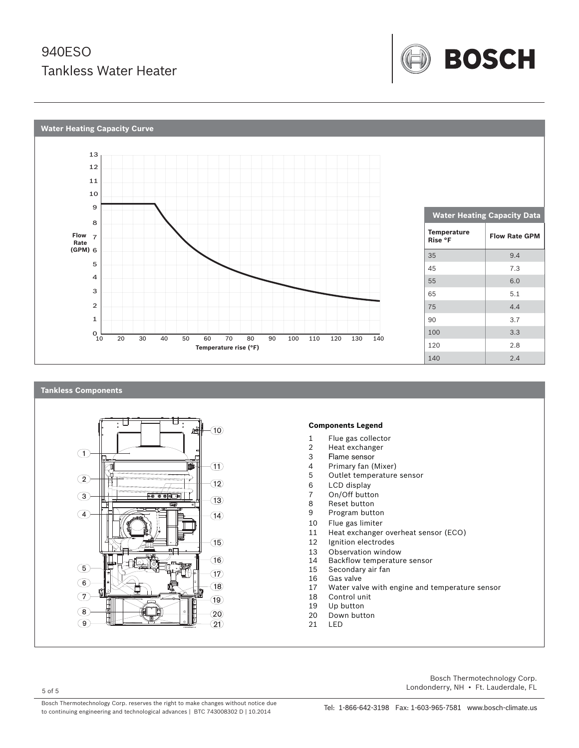# 940ESO
## Tankless Water Heater

BOSCH

### Water Heating Capacity Curve

13
12
11
10
9
8
Flow Rate (GPM) 7
6
5
4
3
2
1
0
10 20 30 40 50 60 70 80 90 100 110 120 130 140
Temperature rise (°F)

| Water Heating Capacity Data | |
|---|---|
| **Temperature Rise °F** | **Flow Rate GPM** |
| 35 | 9.4 |
| 45 | 7.3 |
| 55 | 6.0 |
| 65 | 5.1 |
| 75 | 4.4 |
| 90 | 3.7 |
| 100 | 3.3 |
| 120 | 2.8 |
| 140 | 2.4 |

### Tankless Components

1 2 3 4 5 6 7 8 9 10 11 12 13 14 15 16 17 18 19 20 21

**Components Legend**

1 Flue gas collector
2 Heat exchanger
3 Flame sensor
4 Primary fan (Mixer)
5 Outlet temperature sensor
6 LCD display
7 On/Off button
8 Reset button
9 Program button
10 Flue gas limiter
11 Heat exchanger overheat sensor (ECO)
12 Ignition electrodes
13 Observation window
14 Backflow temperature sensor
15 Secondary air fan
16 Gas valve
17 Water valve with engine and temperature sensor
18 Control unit
19 Up button
20 Down button
21 LED

Bosch Thermotechnology Corp.
Londonderry, NH • Ft. Lauderdale, FL

Bosch Thermotechnology Corp. reserves the right to make changes without notice due to continuing engineering and technological advances | BTC 743008302 D | 10.2014

Tel: 1-866-642-3198 Fax: 1-603-965-7581 www.bosch-climate.us